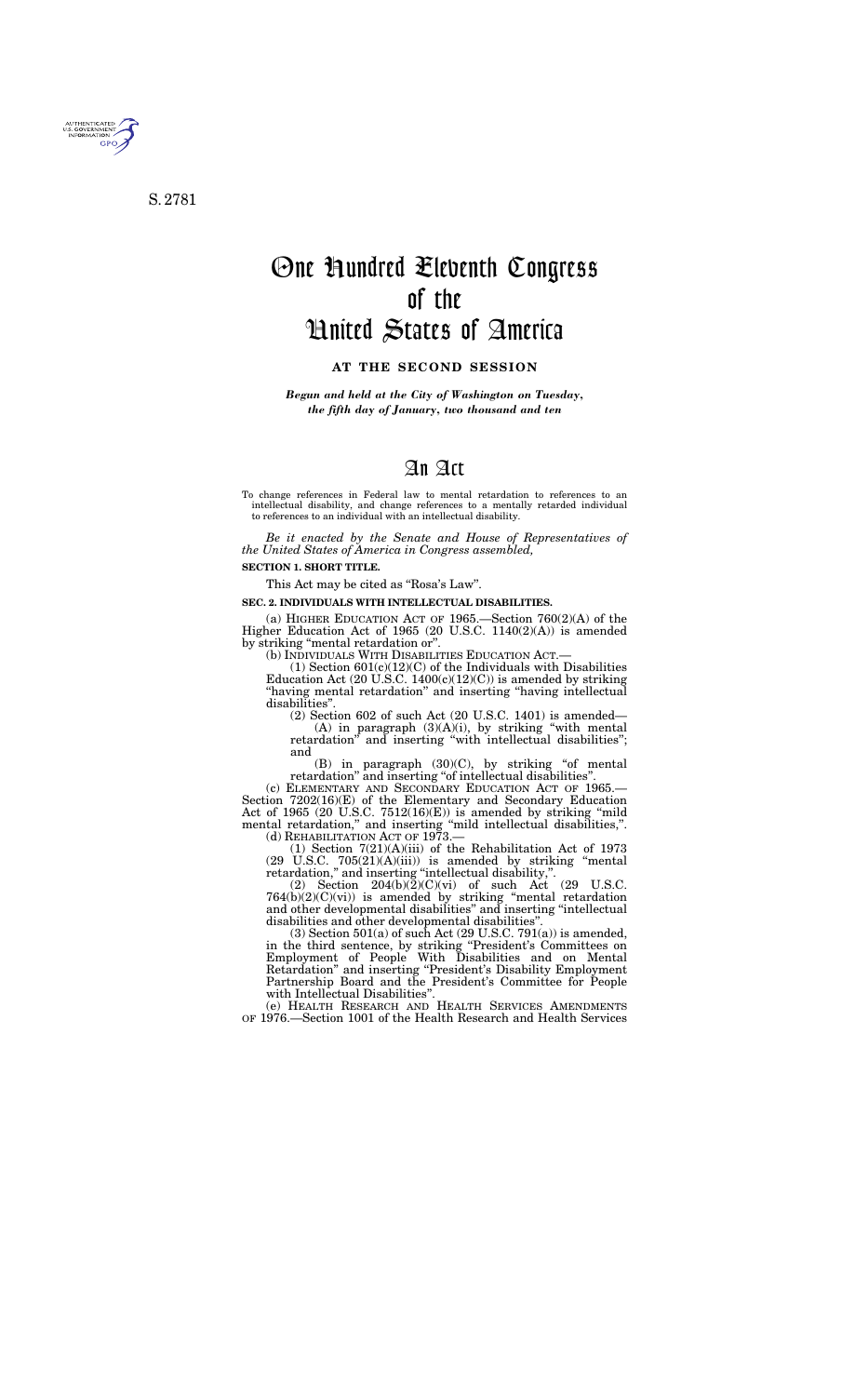S. 2781

# One Hundred Eleventh Congress of the United States of America

**AT THE SECOND SESSION**

*Begun and held at the City of Washington on Tuesday, the fifth day of January, two thousand and ten*

# An Act

To change references in Federal law to mental retardation to references to an intellectual disability, and change references to a mentally retarded individual to references to an individual with an intellectual disability.

*Be it enacted by the Senate and House of Representatives of the United States of America in Congress assembled,*

**SECTION 1. SHORT TITLE.**

This Act may be cited as "Rosa's Law".

**SEC. 2. INDIVIDUALS WITH INTELLECTUAL DISABILITIES.**

(a) HIGHER EDUCATION ACT OF 1965.—Section 760(2)(A) of the Higher Education Act of 1965 (20 U.S.C. 1140(2)(A)) is amended by striking "mental retardation or".

(b) INDIVIDUALS WITH DISABILITIES EDUCATION ACT.—

(1) Section 601(c)(12)(C) of the Individuals with Disabilities Education Act (20 U.S.C. 1400(c)(12)(C)) is amended by striking "having mental retardation" and inserting "having intellectual disabilities".

(2) Section 602 of such Act (20 U.S.C. 1401) is amended—

(A) in paragraph (3)(A)(i), by striking "with mental retardation" and inserting "with intellectual disabilities"; and

(B) in paragraph (30)(C), by striking "of mental retardation" and inserting "of intellectual disabilities".

(c) ELEMENTARY AND SECONDARY EDUCATION ACT OF 1965.—Section 7202(16)(E) of the Elementary and Secondary Education Act of 1965 (20 U.S.C. 7512(16)(E)) is amended by striking "mild mental retardation," and inserting "mild intellectual disabilities,".

(d) REHABILITATION ACT OF 1973.—

(1) Section 7(21)(A)(iii) of the Rehabilitation Act of 1973 (29 U.S.C. 705(21)(A)(iii)) is amended by striking "mental retardation," and inserting "intellectual disability,".

(2) Section 204(b)(2)(C)(vi) of such Act (29 U.S.C. 764(b)(2)(C)(vi)) is amended by striking "mental retardation and other developmental disabilities" and inserting "intellectual disabilities and other developmental disabilities".

(3) Section 501(a) of such Act (29 U.S.C. 791(a)) is amended, in the third sentence, by striking "President's Committees on Employment of People With Disabilities and on Mental Retardation" and inserting "President's Disability Employment Partnership Board and the President's Committee for People with Intellectual Disabilities".

(e) HEALTH RESEARCH AND HEALTH SERVICES AMENDMENTS OF 1976.—Section 1001 of the Health Research and Health Services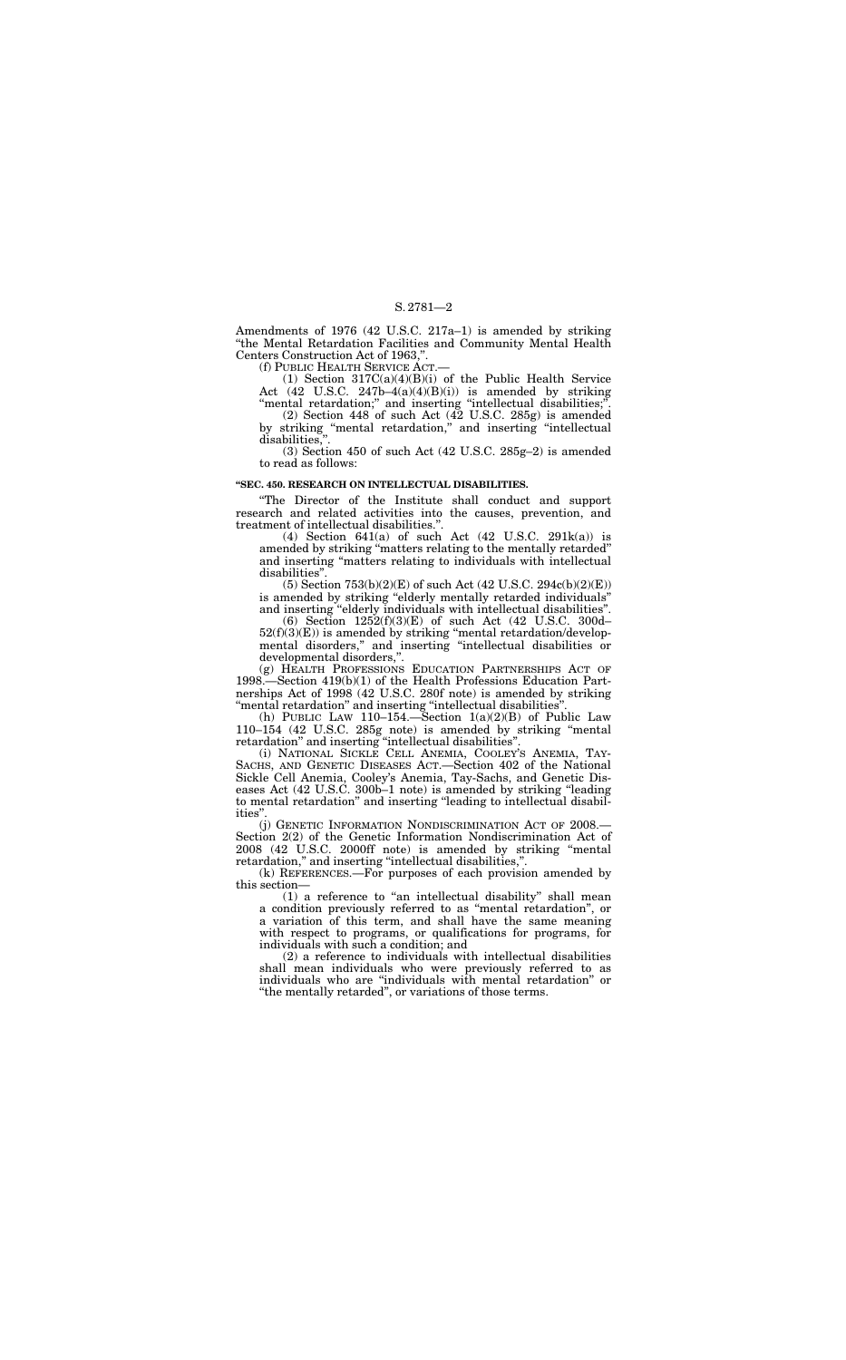Amendments of 1976 (42 U.S.C. 217a–1) is amended by striking "the Mental Retardation Facilities and Community Mental Health Centers Construction Act of 1963,".

(f) PUBLIC HEALTH SERVICE ACT.—

(1) Section 317C(a)(4)(B)(i) of the Public Health Service Act (42 U.S.C. 247b–4(a)(4)(B)(i)) is amended by striking "mental retardation;" and inserting "intellectual disabilities;".

(2) Section 448 of such Act (42 U.S.C. 285g) is amended by striking "mental retardation," and inserting "intellectual disabilities,".

(3) Section 450 of such Act (42 U.S.C. 285g–2) is amended to read as follows:

**"SEC. 450. RESEARCH ON INTELLECTUAL DISABILITIES.**

"The Director of the Institute shall conduct and support research and related activities into the causes, prevention, and treatment of intellectual disabilities.".

(4) Section 641(a) of such Act (42 U.S.C. 291k(a)) is amended by striking "matters relating to the mentally retarded" and inserting "matters relating to individuals with intellectual disabilities".

(5) Section 753(b)(2)(E) of such Act (42 U.S.C. 294c(b)(2)(E)) is amended by striking "elderly mentally retarded individuals" and inserting "elderly individuals with intellectual disabilities".

(6) Section 1252(f)(3)(E) of such Act (42 U.S.C. 300d–52(f)(3)(E)) is amended by striking "mental retardation/developmental disorders," and inserting "intellectual disabilities or developmental disorders,".

(g) HEALTH PROFESSIONS EDUCATION PARTNERSHIPS ACT OF 1998.—Section 419(b)(1) of the Health Professions Education Partnerships Act of 1998 (42 U.S.C. 280f note) is amended by striking "mental retardation" and inserting "intellectual disabilities".

(h) PUBLIC LAW 110–154.—Section 1(a)(2)(B) of Public Law 110–154 (42 U.S.C. 285g note) is amended by striking "mental retardation" and inserting "intellectual disabilities".

(i) NATIONAL SICKLE CELL ANEMIA, COOLEY'S ANEMIA, TAY-SACHS, AND GENETIC DISEASES ACT.—Section 402 of the National Sickle Cell Anemia, Cooley's Anemia, Tay-Sachs, and Genetic Diseases Act (42 U.S.C. 300b–1 note) is amended by striking "leading to mental retardation" and inserting "leading to intellectual disabilities".

(j) GENETIC INFORMATION NONDISCRIMINATION ACT OF 2008.—Section 2(2) of the Genetic Information Nondiscrimination Act of 2008 (42 U.S.C. 2000ff note) is amended by striking "mental retardation," and inserting "intellectual disabilities,".

(k) REFERENCES.—For purposes of each provision amended by this section—

(1) a reference to "an intellectual disability" shall mean a condition previously referred to as "mental retardation", or a variation of this term, and shall have the same meaning with respect to programs, or qualifications for programs, for individuals with such a condition; and

(2) a reference to individuals with intellectual disabilities shall mean individuals who were previously referred to as individuals who are "individuals with mental retardation" or "the mentally retarded", or variations of those terms.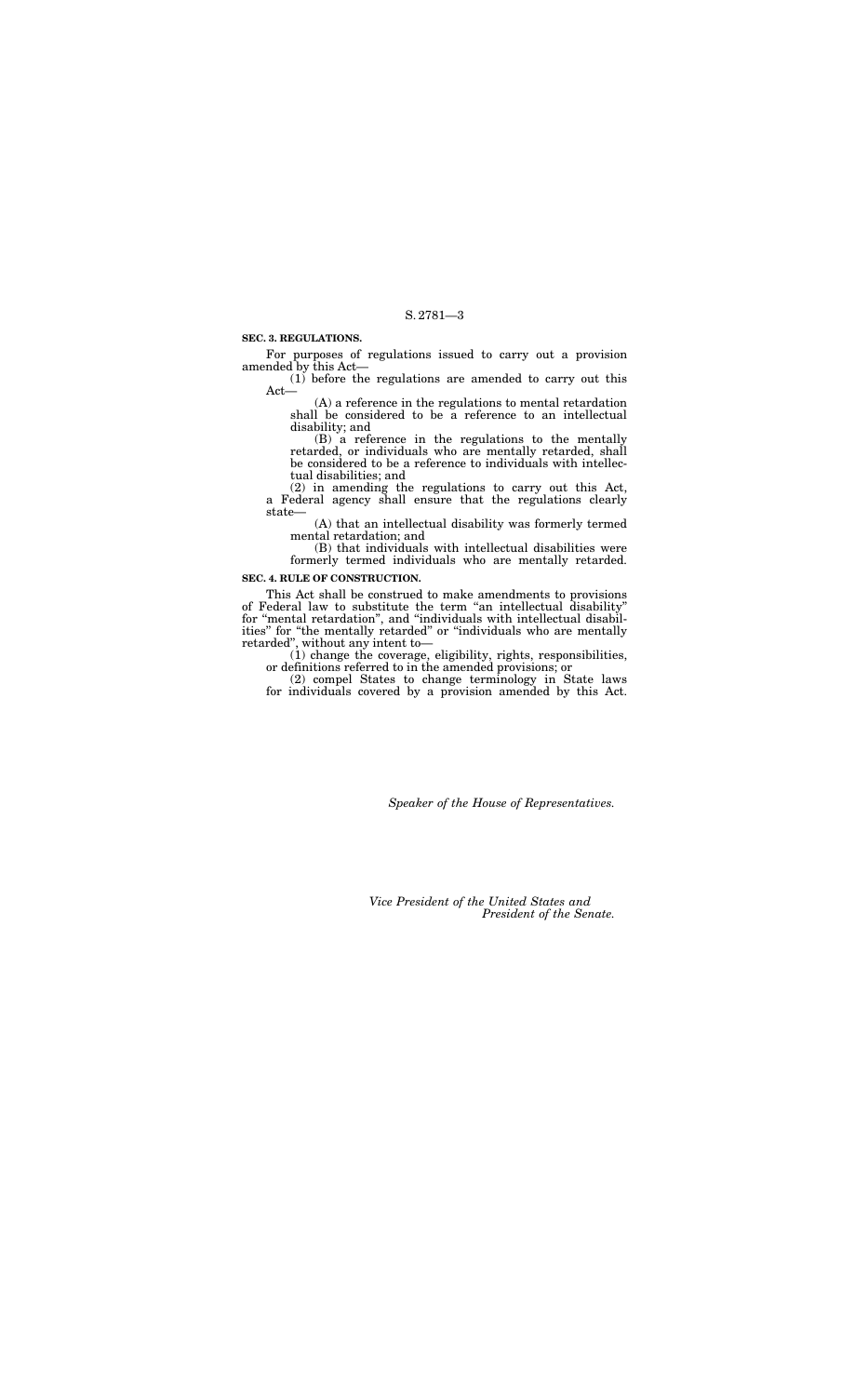**SEC. 3. REGULATIONS.**

For purposes of regulations issued to carry out a provision amended by this Act—

(1) before the regulations are amended to carry out this Act—

(A) a reference in the regulations to mental retardation shall be considered to be a reference to an intellectual disability; and

(B) a reference in the regulations to the mentally retarded, or individuals who are mentally retarded, shall be considered to be a reference to individuals with intellectual disabilities; and

(2) in amending the regulations to carry out this Act, a Federal agency shall ensure that the regulations clearly state—

(A) that an intellectual disability was formerly termed mental retardation; and

(B) that individuals with intellectual disabilities were formerly termed individuals who are mentally retarded.

**SEC. 4. RULE OF CONSTRUCTION.**

This Act shall be construed to make amendments to provisions of Federal law to substitute the term "an intellectual disability" for "mental retardation", and "individuals with intellectual disabilities" for "the mentally retarded" or "individuals who are mentally retarded", without any intent to—

(1) change the coverage, eligibility, rights, responsibilities, or definitions referred to in the amended provisions; or

(2) compel States to change terminology in State laws for individuals covered by a provision amended by this Act.

*Speaker of the House of Representatives.*

*Vice President of the United States and President of the Senate.*